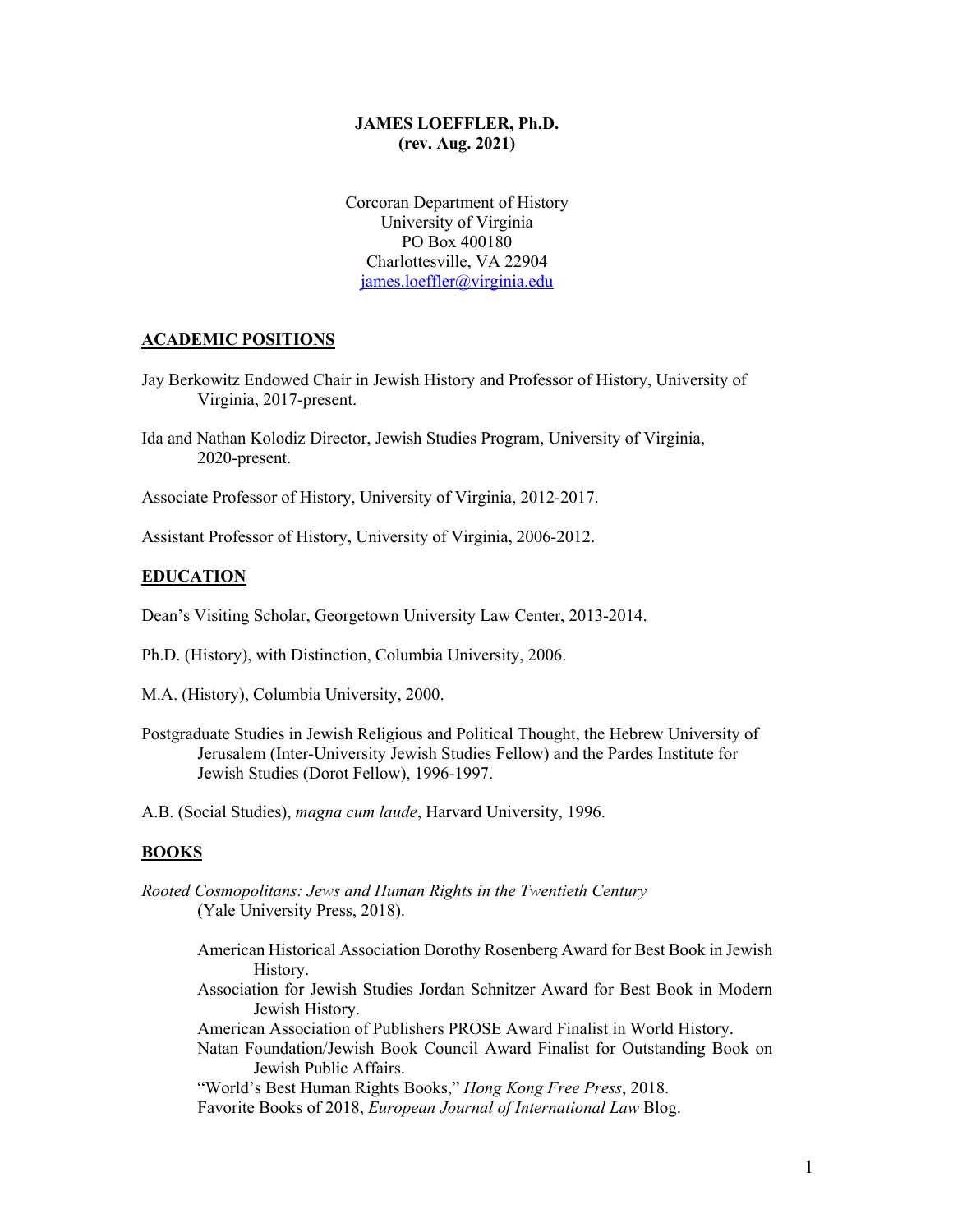**JAMES LOEFFLER, Ph.D.**
**(rev. Aug. 2021)**

Corcoran Department of History
University of Virginia
PO Box 400180
Charlottesville, VA 22904
james.loeffler@virginia.edu

## ACADEMIC POSITIONS

Jay Berkowitz Endowed Chair in Jewish History and Professor of History, University of Virginia, 2017-present.

Ida and Nathan Kolodiz Director, Jewish Studies Program, University of Virginia, 2020-present.

Associate Professor of History, University of Virginia, 2012-2017.

Assistant Professor of History, University of Virginia, 2006-2012.

## EDUCATION

Dean's Visiting Scholar, Georgetown University Law Center, 2013-2014.

Ph.D. (History), with Distinction, Columbia University, 2006.

M.A. (History), Columbia University, 2000.

Postgraduate Studies in Jewish Religious and Political Thought, the Hebrew University of Jerusalem (Inter-University Jewish Studies Fellow) and the Pardes Institute for Jewish Studies (Dorot Fellow), 1996-1997.

A.B. (Social Studies), *magna cum laude*, Harvard University, 1996.

## BOOKS

*Rooted Cosmopolitans: Jews and Human Rights in the Twentieth Century* (Yale University Press, 2018).

- American Historical Association Dorothy Rosenberg Award for Best Book in Jewish History.
- Association for Jewish Studies Jordan Schnitzer Award for Best Book in Modern Jewish History.
- American Association of Publishers PROSE Award Finalist in World History.
- Natan Foundation/Jewish Book Council Award Finalist for Outstanding Book on Jewish Public Affairs.
- "World's Best Human Rights Books," *Hong Kong Free Press*, 2018.
- Favorite Books of 2018, *European Journal of International Law* Blog.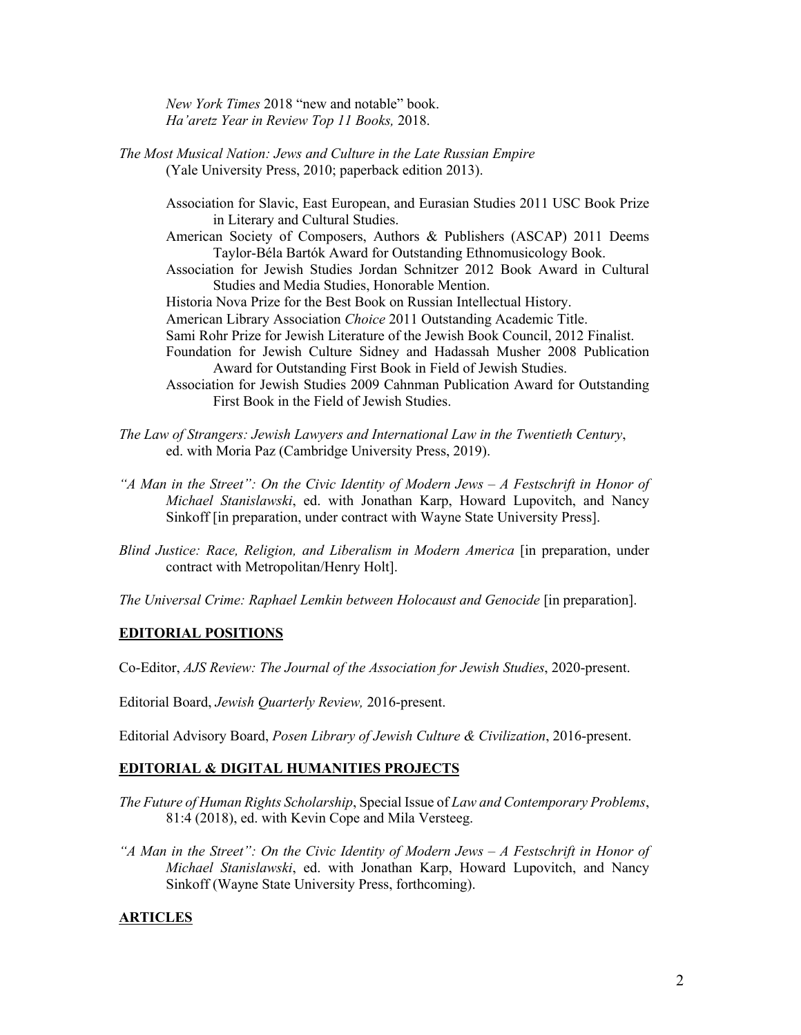*New York Times* 2018 "new and notable" book.
*Ha'aretz Year in Review Top 11 Books,* 2018.

*The Most Musical Nation: Jews and Culture in the Late Russian Empire* (Yale University Press, 2010; paperback edition 2013).

Association for Slavic, East European, and Eurasian Studies 2011 USC Book Prize in Literary and Cultural Studies.
American Society of Composers, Authors & Publishers (ASCAP) 2011 Deems Taylor-Béla Bartók Award for Outstanding Ethnomusicology Book.
Association for Jewish Studies Jordan Schnitzer 2012 Book Award in Cultural Studies and Media Studies, Honorable Mention.
Historia Nova Prize for the Best Book on Russian Intellectual History.
American Library Association *Choice* 2011 Outstanding Academic Title.
Sami Rohr Prize for Jewish Literature of the Jewish Book Council, 2012 Finalist.
Foundation for Jewish Culture Sidney and Hadassah Musher 2008 Publication Award for Outstanding First Book in Field of Jewish Studies.
Association for Jewish Studies 2009 Cahnman Publication Award for Outstanding First Book in the Field of Jewish Studies.

*The Law of Strangers: Jewish Lawyers and International Law in the Twentieth Century*, ed. with Moria Paz (Cambridge University Press, 2019).

*"A Man in the Street": On the Civic Identity of Modern Jews – A Festschrift in Honor of Michael Stanislawski*, ed. with Jonathan Karp, Howard Lupovitch, and Nancy Sinkoff [in preparation, under contract with Wayne State University Press].

*Blind Justice: Race, Religion, and Liberalism in Modern America* [in preparation, under contract with Metropolitan/Henry Holt].

*The Universal Crime: Raphael Lemkin between Holocaust and Genocide* [in preparation].

## EDITORIAL POSITIONS

Co-Editor, *AJS Review: The Journal of the Association for Jewish Studies*, 2020-present.

Editorial Board, *Jewish Quarterly Review,* 2016-present.

Editorial Advisory Board, *Posen Library of Jewish Culture & Civilization*, 2016-present.

## EDITORIAL & DIGITAL HUMANITIES PROJECTS

*The Future of Human Rights Scholarship*, Special Issue of *Law and Contemporary Problems*, 81:4 (2018), ed. with Kevin Cope and Mila Versteeg.

*"A Man in the Street": On the Civic Identity of Modern Jews – A Festschrift in Honor of Michael Stanislawski*, ed. with Jonathan Karp, Howard Lupovitch, and Nancy Sinkoff (Wayne State University Press, forthcoming).

## ARTICLES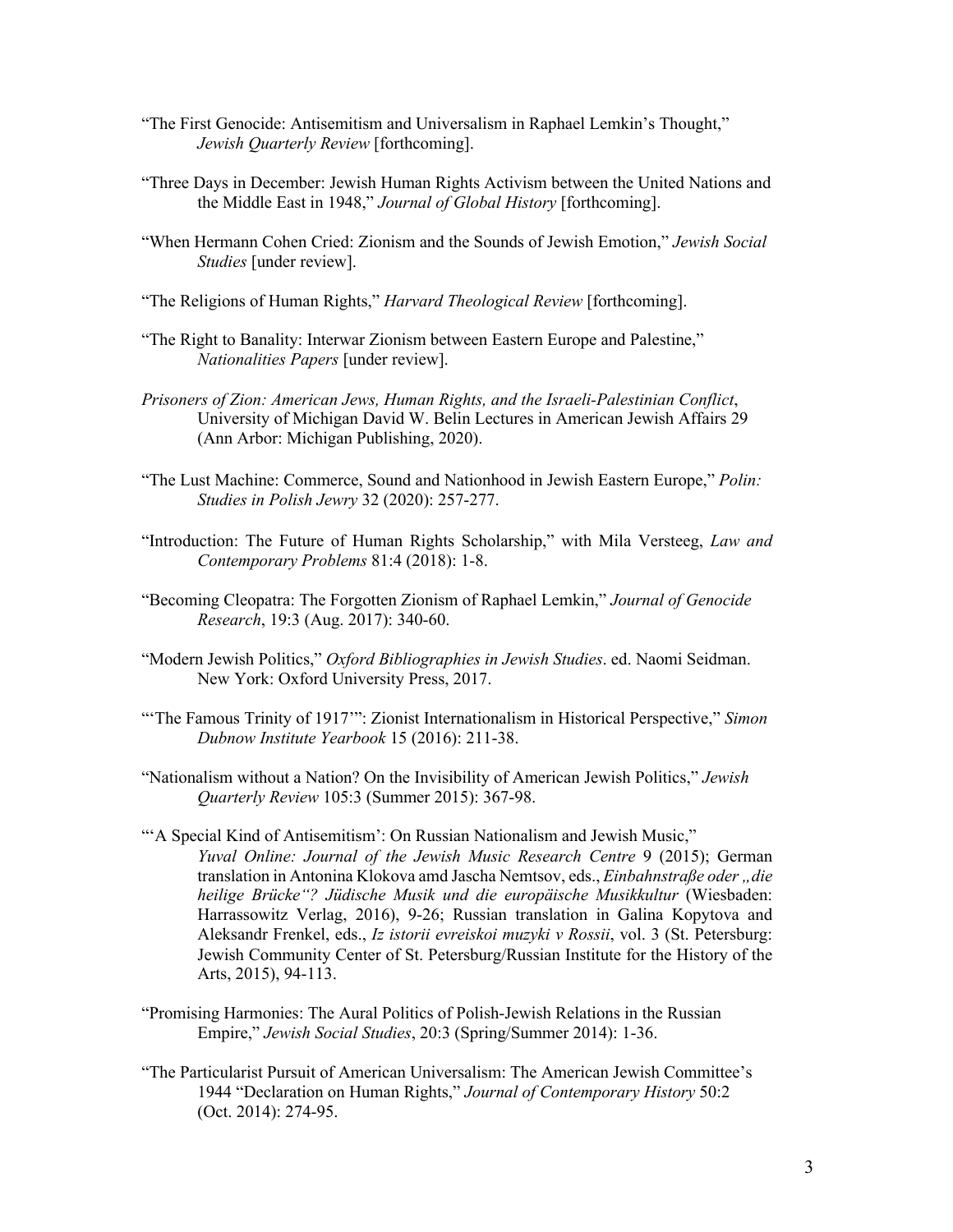"The First Genocide: Antisemitism and Universalism in Raphael Lemkin's Thought," *Jewish Quarterly Review* [forthcoming].

"Three Days in December: Jewish Human Rights Activism between the United Nations and the Middle East in 1948," *Journal of Global History* [forthcoming].

"When Hermann Cohen Cried: Zionism and the Sounds of Jewish Emotion," *Jewish Social Studies* [under review].

"The Religions of Human Rights," *Harvard Theological Review* [forthcoming].

"The Right to Banality: Interwar Zionism between Eastern Europe and Palestine," *Nationalities Papers* [under review].

*Prisoners of Zion: American Jews, Human Rights, and the Israeli-Palestinian Conflict*, University of Michigan David W. Belin Lectures in American Jewish Affairs 29 (Ann Arbor: Michigan Publishing, 2020).

"The Lust Machine: Commerce, Sound and Nationhood in Jewish Eastern Europe," *Polin: Studies in Polish Jewry* 32 (2020): 257-277.

"Introduction: The Future of Human Rights Scholarship," with Mila Versteeg, *Law and Contemporary Problems* 81:4 (2018): 1-8.

"Becoming Cleopatra: The Forgotten Zionism of Raphael Lemkin," *Journal of Genocide Research*, 19:3 (Aug. 2017): 340-60.

"Modern Jewish Politics," *Oxford Bibliographies in Jewish Studies*. ed. Naomi Seidman. New York: Oxford University Press, 2017.

"'The Famous Trinity of 1917'": Zionist Internationalism in Historical Perspective," *Simon Dubnow Institute Yearbook* 15 (2016): 211-38.

"Nationalism without a Nation? On the Invisibility of American Jewish Politics," *Jewish Quarterly Review* 105:3 (Summer 2015): 367-98.

"'A Special Kind of Antisemitism': On Russian Nationalism and Jewish Music," *Yuval Online: Journal of the Jewish Music Research Centre* 9 (2015); German translation in Antonina Klokova amd Jascha Nemtsov, eds., *Einbahnstraße oder „die heilige Brücke"? Jüdische Musik und die europäische Musikkultur* (Wiesbaden: Harrassowitz Verlag, 2016), 9-26; Russian translation in Galina Kopytova and Aleksandr Frenkel, eds., *Iz istorii evreiskoi muzyki v Rossii*, vol. 3 (St. Petersburg: Jewish Community Center of St. Petersburg/Russian Institute for the History of the Arts, 2015), 94-113.

"Promising Harmonies: The Aural Politics of Polish-Jewish Relations in the Russian Empire," *Jewish Social Studies*, 20:3 (Spring/Summer 2014): 1-36.

"The Particularist Pursuit of American Universalism: The American Jewish Committee's 1944 "Declaration on Human Rights," *Journal of Contemporary History* 50:2 (Oct. 2014): 274-95.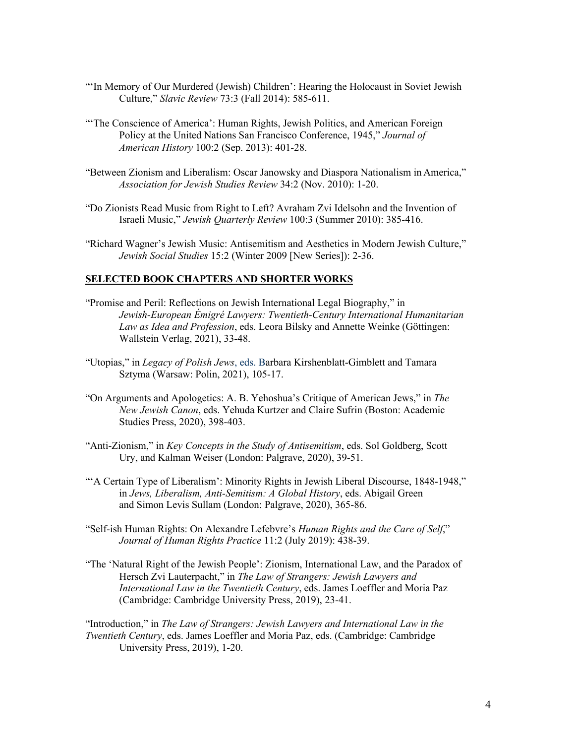"'In Memory of Our Murdered (Jewish) Children': Hearing the Holocaust in Soviet Jewish Culture," *Slavic Review* 73:3 (Fall 2014): 585-611.

"'The Conscience of America': Human Rights, Jewish Politics, and American Foreign Policy at the United Nations San Francisco Conference, 1945," *Journal of American History* 100:2 (Sep. 2013): 401-28.

"Between Zionism and Liberalism: Oscar Janowsky and Diaspora Nationalism in America," *Association for Jewish Studies Review* 34:2 (Nov. 2010): 1-20.

"Do Zionists Read Music from Right to Left? Avraham Zvi Idelsohn and the Invention of Israeli Music," *Jewish Quarterly Review* 100:3 (Summer 2010): 385-416.

"Richard Wagner's Jewish Music: Antisemitism and Aesthetics in Modern Jewish Culture," *Jewish Social Studies* 15:2 (Winter 2009 [New Series]): 2-36.

## SELECTED BOOK CHAPTERS AND SHORTER WORKS

"Promise and Peril: Reflections on Jewish International Legal Biography," in *Jewish-European Émigré Lawyers: Twentieth-Century International Humanitarian Law as Idea and Profession*, eds. Leora Bilsky and Annette Weinke (Göttingen: Wallstein Verlag, 2021), 33-48.

"Utopias," in *Legacy of Polish Jews*, eds. Barbara Kirshenblatt-Gimblett and Tamara Sztyma (Warsaw: Polin, 2021), 105-17.

"On Arguments and Apologetics: A. B. Yehoshua's Critique of American Jews," in *The New Jewish Canon*, eds. Yehuda Kurtzer and Claire Sufrin (Boston: Academic Studies Press, 2020), 398-403.

"Anti-Zionism," in *Key Concepts in the Study of Antisemitism*, eds. Sol Goldberg, Scott Ury, and Kalman Weiser (London: Palgrave, 2020), 39-51.

"'A Certain Type of Liberalism': Minority Rights in Jewish Liberal Discourse, 1848-1948," in *Jews, Liberalism, Anti-Semitism: A Global History*, eds. Abigail Green and Simon Levis Sullam (London: Palgrave, 2020), 365-86.

"Self-ish Human Rights: On Alexandre Lefebvre's *Human Rights and the Care of Self*," *Journal of Human Rights Practice* 11:2 (July 2019): 438-39.

"The 'Natural Right of the Jewish People': Zionism, International Law, and the Paradox of Hersch Zvi Lauterpacht," in *The Law of Strangers: Jewish Lawyers and International Law in the Twentieth Century*, eds. James Loeffler and Moria Paz (Cambridge: Cambridge University Press, 2019), 23-41.

"Introduction," in *The Law of Strangers: Jewish Lawyers and International Law in the Twentieth Century*, eds. James Loeffler and Moria Paz, eds. (Cambridge: Cambridge University Press, 2019), 1-20.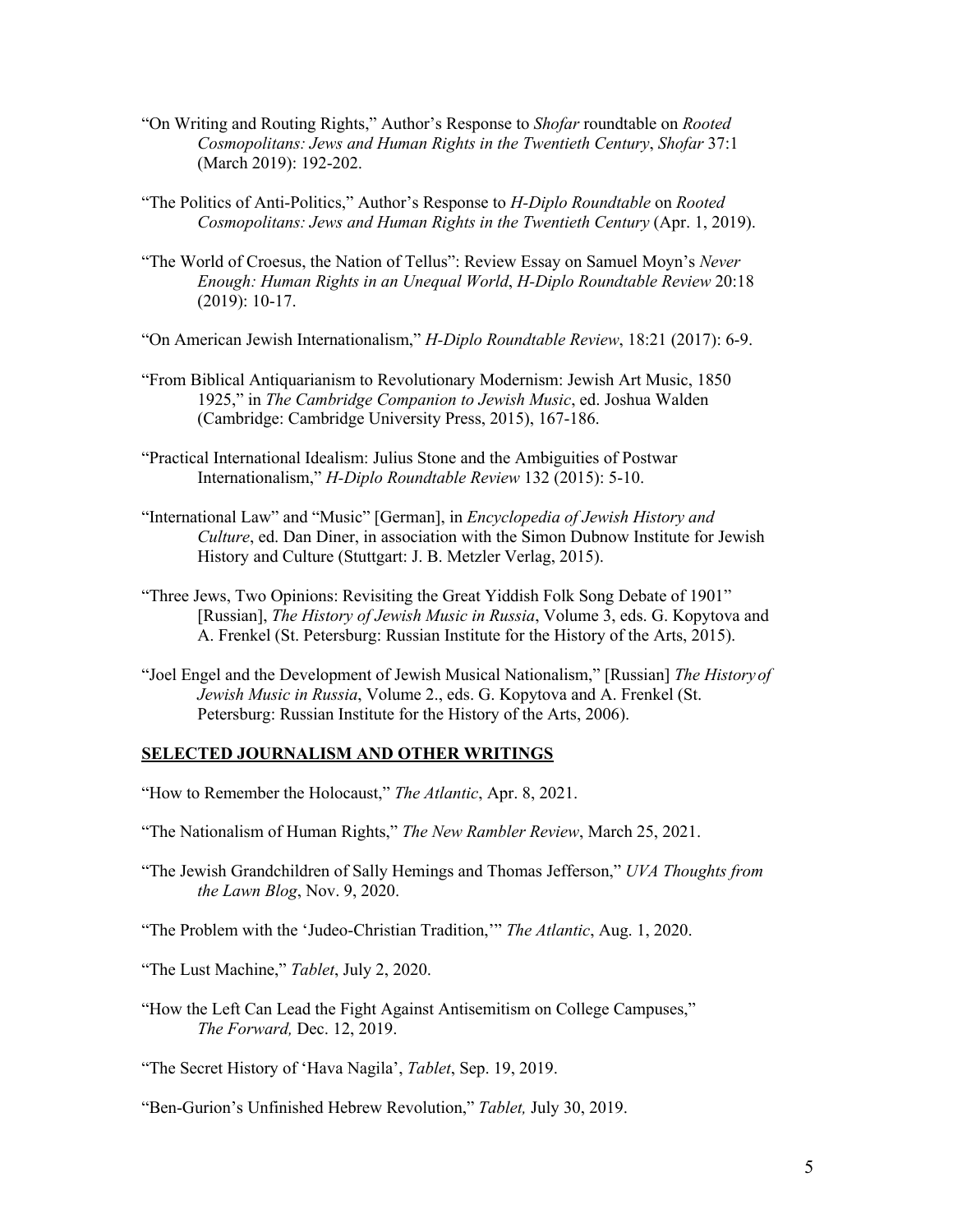"On Writing and Routing Rights," Author's Response to *Shofar* roundtable on *Rooted Cosmopolitans: Jews and Human Rights in the Twentieth Century*, *Shofar* 37:1 (March 2019): 192-202.

"The Politics of Anti-Politics," Author's Response to *H-Diplo Roundtable* on *Rooted Cosmopolitans: Jews and Human Rights in the Twentieth Century* (Apr. 1, 2019).

"The World of Croesus, the Nation of Tellus": Review Essay on Samuel Moyn's *Never Enough: Human Rights in an Unequal World*, *H-Diplo Roundtable Review* 20:18 (2019): 10-17.

"On American Jewish Internationalism," *H-Diplo Roundtable Review*, 18:21 (2017): 6-9.

"From Biblical Antiquarianism to Revolutionary Modernism: Jewish Art Music, 1850 1925," in *The Cambridge Companion to Jewish Music*, ed. Joshua Walden (Cambridge: Cambridge University Press, 2015), 167-186.

"Practical International Idealism: Julius Stone and the Ambiguities of Postwar Internationalism," *H-Diplo Roundtable Review* 132 (2015): 5-10.

"International Law" and "Music" [German], in *Encyclopedia of Jewish History and Culture*, ed. Dan Diner, in association with the Simon Dubnow Institute for Jewish History and Culture (Stuttgart: J. B. Metzler Verlag, 2015).

"Three Jews, Two Opinions: Revisiting the Great Yiddish Folk Song Debate of 1901" [Russian], *The History of Jewish Music in Russia*, Volume 3, eds. G. Kopytova and A. Frenkel (St. Petersburg: Russian Institute for the History of the Arts, 2015).

"Joel Engel and the Development of Jewish Musical Nationalism," [Russian] *The History of Jewish Music in Russia*, Volume 2., eds. G. Kopytova and A. Frenkel (St. Petersburg: Russian Institute for the History of the Arts, 2006).

## SELECTED JOURNALISM AND OTHER WRITINGS

"How to Remember the Holocaust," *The Atlantic*, Apr. 8, 2021.

"The Nationalism of Human Rights," *The New Rambler Review*, March 25, 2021.

"The Jewish Grandchildren of Sally Hemings and Thomas Jefferson," *UVA Thoughts from the Lawn Blog*, Nov. 9, 2020.

"The Problem with the 'Judeo-Christian Tradition,'" *The Atlantic*, Aug. 1, 2020.

"The Lust Machine," *Tablet*, July 2, 2020.

"How the Left Can Lead the Fight Against Antisemitism on College Campuses," *The Forward,* Dec. 12, 2019.

"The Secret History of 'Hava Nagila', *Tablet*, Sep. 19, 2019.

"Ben-Gurion's Unfinished Hebrew Revolution," *Tablet,* July 30, 2019.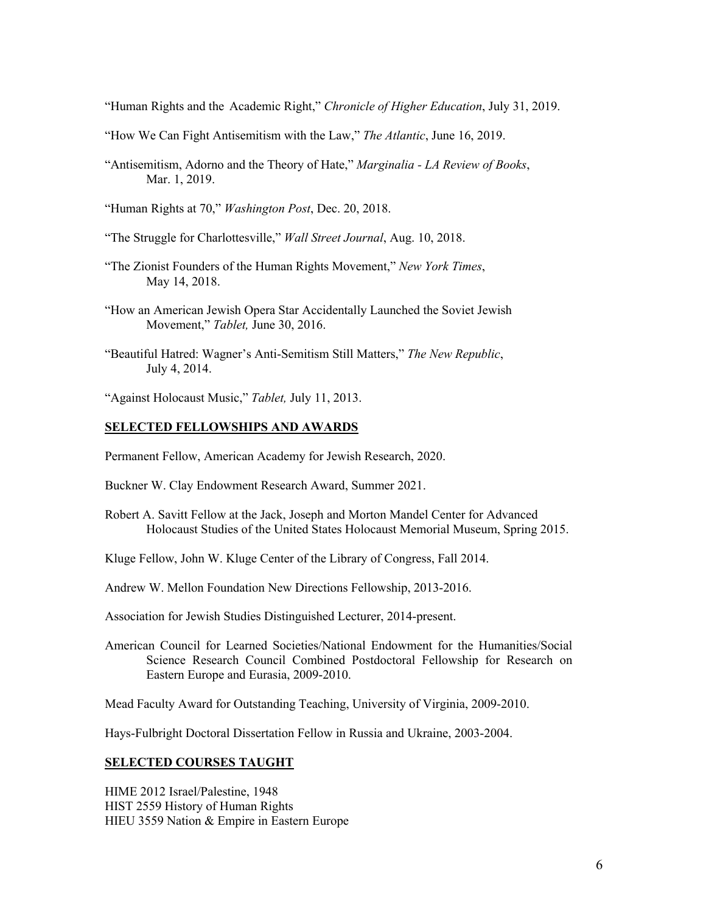"Human Rights and the Academic Right," *Chronicle of Higher Education*, July 31, 2019.

"How We Can Fight Antisemitism with the Law," *The Atlantic*, June 16, 2019.

"Antisemitism, Adorno and the Theory of Hate," *Marginalia - LA Review of Books*, Mar. 1, 2019.

"Human Rights at 70," *Washington Post*, Dec. 20, 2018.

"The Struggle for Charlottesville," *Wall Street Journal*, Aug. 10, 2018.

"The Zionist Founders of the Human Rights Movement," *New York Times*, May 14, 2018.

"How an American Jewish Opera Star Accidentally Launched the Soviet Jewish Movement," *Tablet,* June 30, 2016.

"Beautiful Hatred: Wagner's Anti-Semitism Still Matters," *The New Republic*, July 4, 2014.

"Against Holocaust Music," *Tablet,* July 11, 2013.

## SELECTED FELLOWSHIPS AND AWARDS

Permanent Fellow, American Academy for Jewish Research, 2020.

Buckner W. Clay Endowment Research Award, Summer 2021.

Robert A. Savitt Fellow at the Jack, Joseph and Morton Mandel Center for Advanced Holocaust Studies of the United States Holocaust Memorial Museum, Spring 2015.

Kluge Fellow, John W. Kluge Center of the Library of Congress, Fall 2014.

Andrew W. Mellon Foundation New Directions Fellowship, 2013-2016.

Association for Jewish Studies Distinguished Lecturer, 2014-present.

American Council for Learned Societies/National Endowment for the Humanities/Social Science Research Council Combined Postdoctoral Fellowship for Research on Eastern Europe and Eurasia, 2009-2010.

Mead Faculty Award for Outstanding Teaching, University of Virginia, 2009-2010.

Hays-Fulbright Doctoral Dissertation Fellow in Russia and Ukraine, 2003-2004.

## SELECTED COURSES TAUGHT

HIME 2012 Israel/Palestine, 1948
HIST 2559 History of Human Rights
HIEU 3559 Nation & Empire in Eastern Europe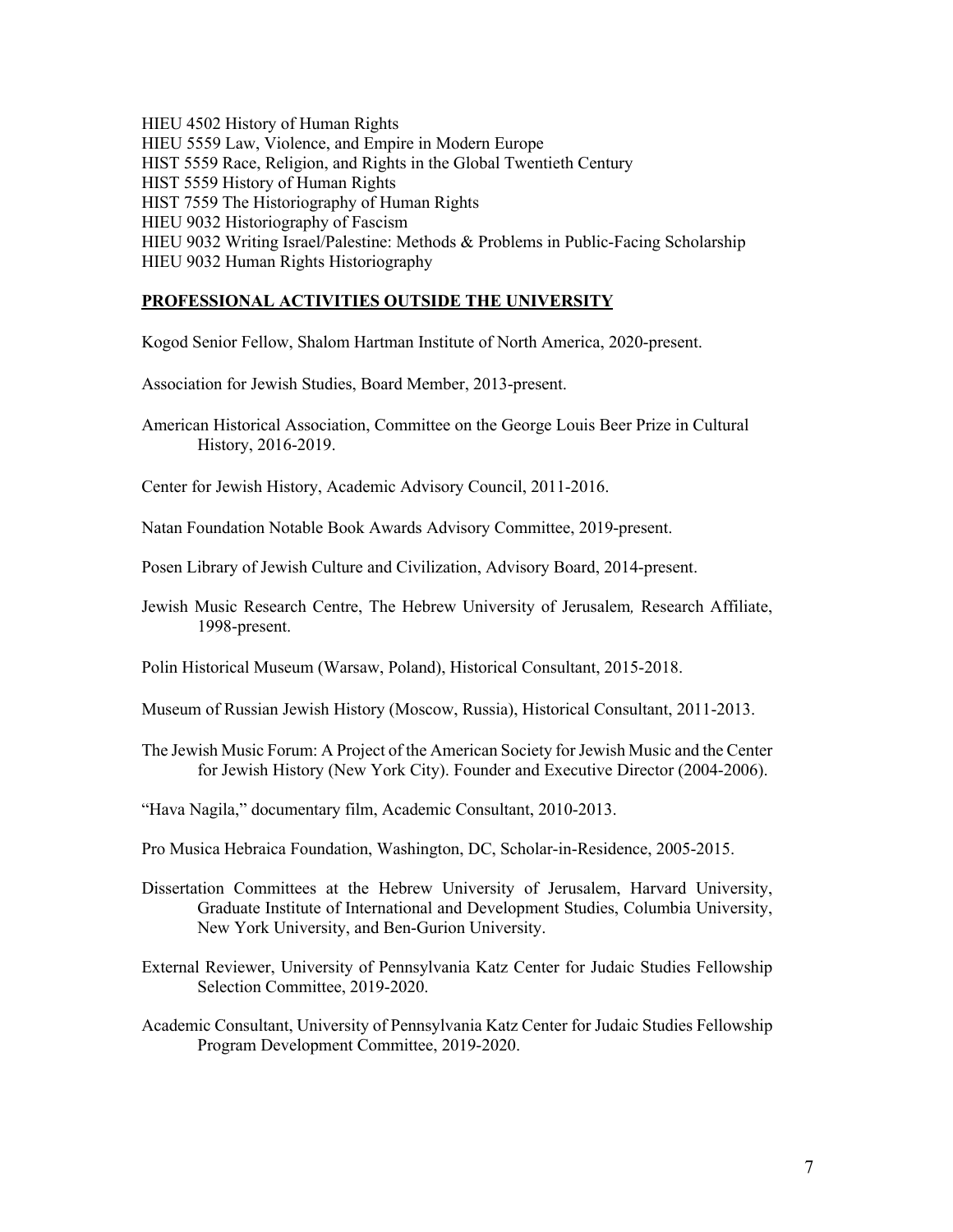HIEU 4502 History of Human Rights
HIEU 5559 Law, Violence, and Empire in Modern Europe
HIST 5559 Race, Religion, and Rights in the Global Twentieth Century
HIST 5559 History of Human Rights
HIST 7559 The Historiography of Human Rights
HIEU 9032 Historiography of Fascism
HIEU 9032 Writing Israel/Palestine: Methods & Problems in Public-Facing Scholarship
HIEU 9032 Human Rights Historiography

## PROFESSIONAL ACTIVITIES OUTSIDE THE UNIVERSITY

Kogod Senior Fellow, Shalom Hartman Institute of North America, 2020-present.

Association for Jewish Studies, Board Member, 2013-present.

American Historical Association, Committee on the George Louis Beer Prize in Cultural History, 2016-2019.

Center for Jewish History, Academic Advisory Council, 2011-2016.

Natan Foundation Notable Book Awards Advisory Committee, 2019-present.

Posen Library of Jewish Culture and Civilization, Advisory Board, 2014-present.

Jewish Music Research Centre, The Hebrew University of Jerusalem*,* Research Affiliate, 1998-present.

Polin Historical Museum (Warsaw, Poland), Historical Consultant, 2015-2018.

Museum of Russian Jewish History (Moscow, Russia), Historical Consultant, 2011-2013.

The Jewish Music Forum: A Project of the American Society for Jewish Music and the Center for Jewish History (New York City). Founder and Executive Director (2004-2006).

"Hava Nagila," documentary film, Academic Consultant, 2010-2013.

Pro Musica Hebraica Foundation, Washington, DC, Scholar-in-Residence, 2005-2015.

Dissertation Committees at the Hebrew University of Jerusalem, Harvard University, Graduate Institute of International and Development Studies, Columbia University, New York University, and Ben-Gurion University.

External Reviewer, University of Pennsylvania Katz Center for Judaic Studies Fellowship Selection Committee, 2019-2020.

Academic Consultant, University of Pennsylvania Katz Center for Judaic Studies Fellowship Program Development Committee, 2019-2020.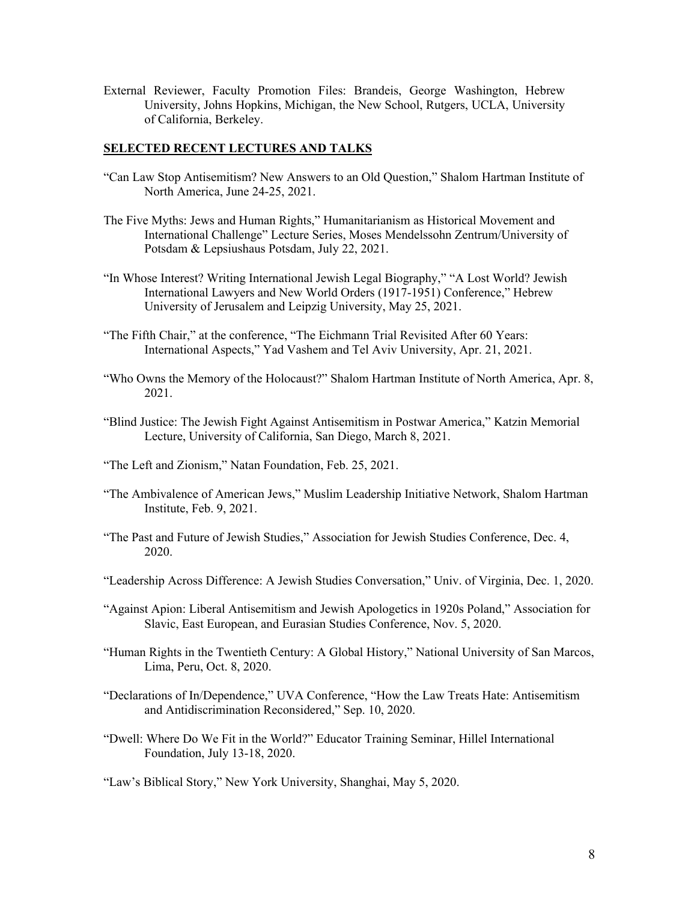External Reviewer, Faculty Promotion Files: Brandeis, George Washington, Hebrew University, Johns Hopkins, Michigan, the New School, Rutgers, UCLA, University of California, Berkeley.

## SELECTED RECENT LECTURES AND TALKS

"Can Law Stop Antisemitism? New Answers to an Old Question," Shalom Hartman Institute of North America, June 24-25, 2021.

The Five Myths: Jews and Human Rights," Humanitarianism as Historical Movement and International Challenge" Lecture Series, Moses Mendelssohn Zentrum/University of Potsdam & Lepsiushaus Potsdam, July 22, 2021.

"In Whose Interest? Writing International Jewish Legal Biography," "A Lost World? Jewish International Lawyers and New World Orders (1917-1951) Conference," Hebrew University of Jerusalem and Leipzig University, May 25, 2021.

"The Fifth Chair," at the conference, "The Eichmann Trial Revisited After 60 Years: International Aspects," Yad Vashem and Tel Aviv University, Apr. 21, 2021.

"Who Owns the Memory of the Holocaust?" Shalom Hartman Institute of North America, Apr. 8, 2021.

"Blind Justice: The Jewish Fight Against Antisemitism in Postwar America," Katzin Memorial Lecture, University of California, San Diego, March 8, 2021.

"The Left and Zionism," Natan Foundation, Feb. 25, 2021.

"The Ambivalence of American Jews," Muslim Leadership Initiative Network, Shalom Hartman Institute, Feb. 9, 2021.

"The Past and Future of Jewish Studies," Association for Jewish Studies Conference, Dec. 4, 2020.

"Leadership Across Difference: A Jewish Studies Conversation," Univ. of Virginia, Dec. 1, 2020.

"Against Apion: Liberal Antisemitism and Jewish Apologetics in 1920s Poland," Association for Slavic, East European, and Eurasian Studies Conference, Nov. 5, 2020.

"Human Rights in the Twentieth Century: A Global History," National University of San Marcos, Lima, Peru, Oct. 8, 2020.

"Declarations of In/Dependence," UVA Conference, "How the Law Treats Hate: Antisemitism and Antidiscrimination Reconsidered," Sep. 10, 2020.

"Dwell: Where Do We Fit in the World?" Educator Training Seminar, Hillel International Foundation, July 13-18, 2020.

"Law's Biblical Story," New York University, Shanghai, May 5, 2020.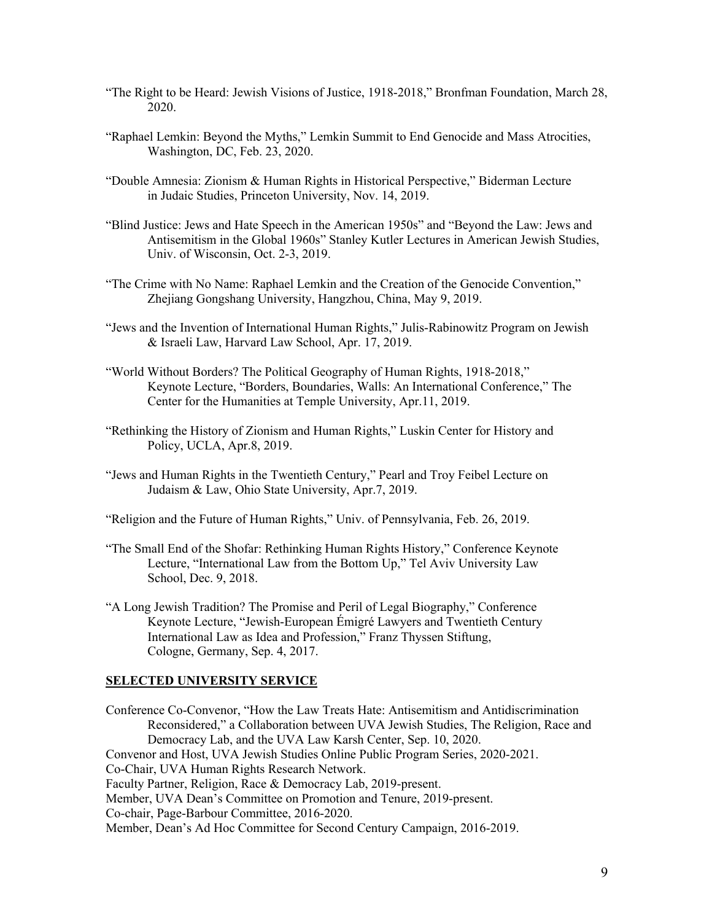"The Right to be Heard: Jewish Visions of Justice, 1918-2018," Bronfman Foundation, March 28, 2020.

"Raphael Lemkin: Beyond the Myths," Lemkin Summit to End Genocide and Mass Atrocities, Washington, DC, Feb. 23, 2020.

"Double Amnesia: Zionism & Human Rights in Historical Perspective," Biderman Lecture in Judaic Studies, Princeton University, Nov. 14, 2019.

"Blind Justice: Jews and Hate Speech in the American 1950s" and "Beyond the Law: Jews and Antisemitism in the Global 1960s" Stanley Kutler Lectures in American Jewish Studies, Univ. of Wisconsin, Oct. 2-3, 2019.

"The Crime with No Name: Raphael Lemkin and the Creation of the Genocide Convention," Zhejiang Gongshang University, Hangzhou, China, May 9, 2019.

"Jews and the Invention of International Human Rights," Julis-Rabinowitz Program on Jewish & Israeli Law, Harvard Law School, Apr. 17, 2019.

"World Without Borders? The Political Geography of Human Rights, 1918-2018," Keynote Lecture, "Borders, Boundaries, Walls: An International Conference," The Center for the Humanities at Temple University, Apr.11, 2019.

"Rethinking the History of Zionism and Human Rights," Luskin Center for History and Policy, UCLA, Apr.8, 2019.

"Jews and Human Rights in the Twentieth Century," Pearl and Troy Feibel Lecture on Judaism & Law, Ohio State University, Apr.7, 2019.

"Religion and the Future of Human Rights," Univ. of Pennsylvania, Feb. 26, 2019.

"The Small End of the Shofar: Rethinking Human Rights History," Conference Keynote Lecture, "International Law from the Bottom Up," Tel Aviv University Law School, Dec. 9, 2018.

"A Long Jewish Tradition? The Promise and Peril of Legal Biography," Conference Keynote Lecture, "Jewish-European Émigré Lawyers and Twentieth Century International Law as Idea and Profession," Franz Thyssen Stiftung, Cologne, Germany, Sep. 4, 2017.

## SELECTED UNIVERSITY SERVICE

Conference Co-Convenor, "How the Law Treats Hate: Antisemitism and Antidiscrimination Reconsidered," a Collaboration between UVA Jewish Studies, The Religion, Race and Democracy Lab, and the UVA Law Karsh Center, Sep. 10, 2020.

Convenor and Host, UVA Jewish Studies Online Public Program Series, 2020-2021.

Co-Chair, UVA Human Rights Research Network.

Faculty Partner, Religion, Race & Democracy Lab, 2019-present.

Member, UVA Dean's Committee on Promotion and Tenure, 2019-present.

Co-chair, Page-Barbour Committee, 2016-2020.

Member, Dean's Ad Hoc Committee for Second Century Campaign, 2016-2019.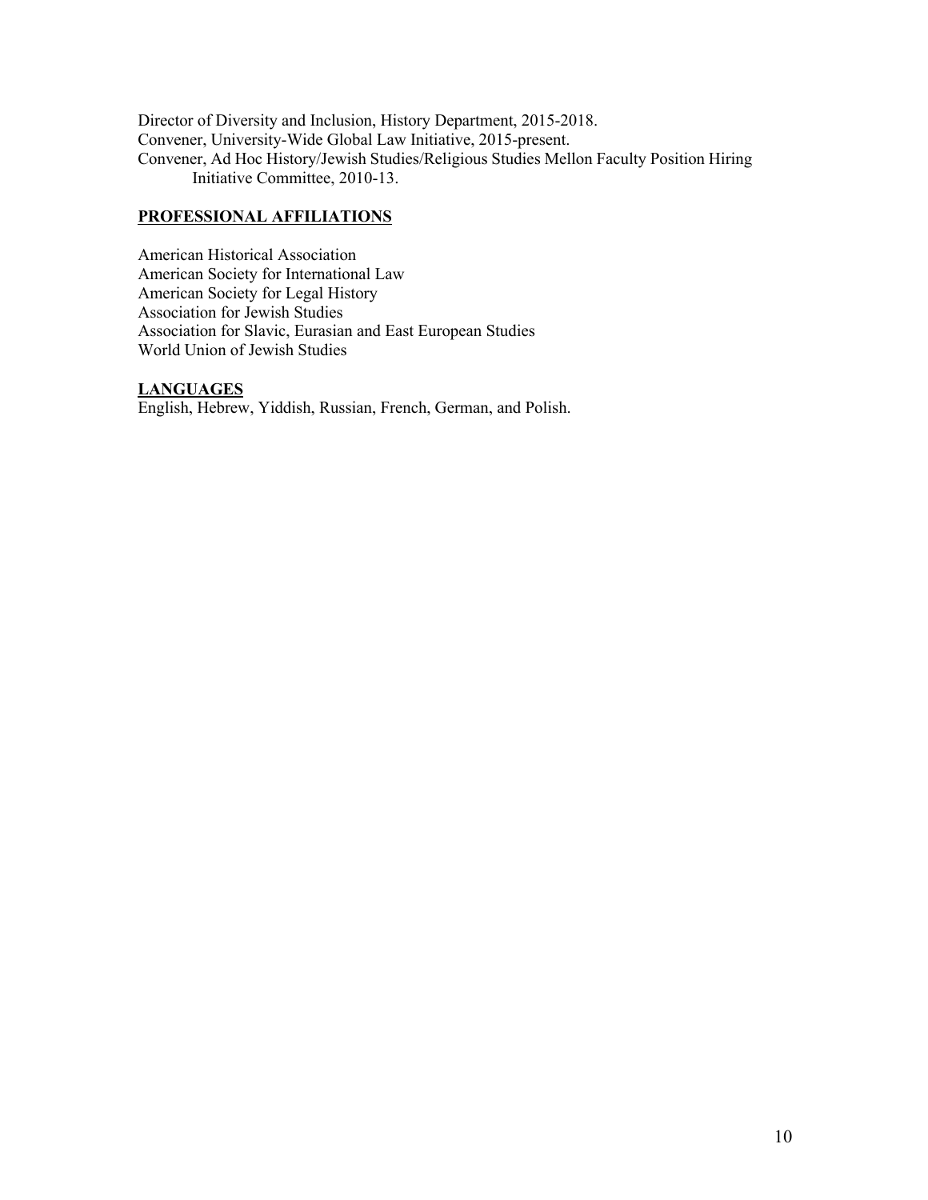Director of Diversity and Inclusion, History Department, 2015-2018.
Convener, University-Wide Global Law Initiative, 2015-present.
Convener, Ad Hoc History/Jewish Studies/Religious Studies Mellon Faculty Position Hiring Initiative Committee, 2010-13.

## PROFESSIONAL AFFILIATIONS

American Historical Association
American Society for International Law
American Society for Legal History
Association for Jewish Studies
Association for Slavic, Eurasian and East European Studies
World Union of Jewish Studies

## LANGUAGES

English, Hebrew, Yiddish, Russian, French, German, and Polish.